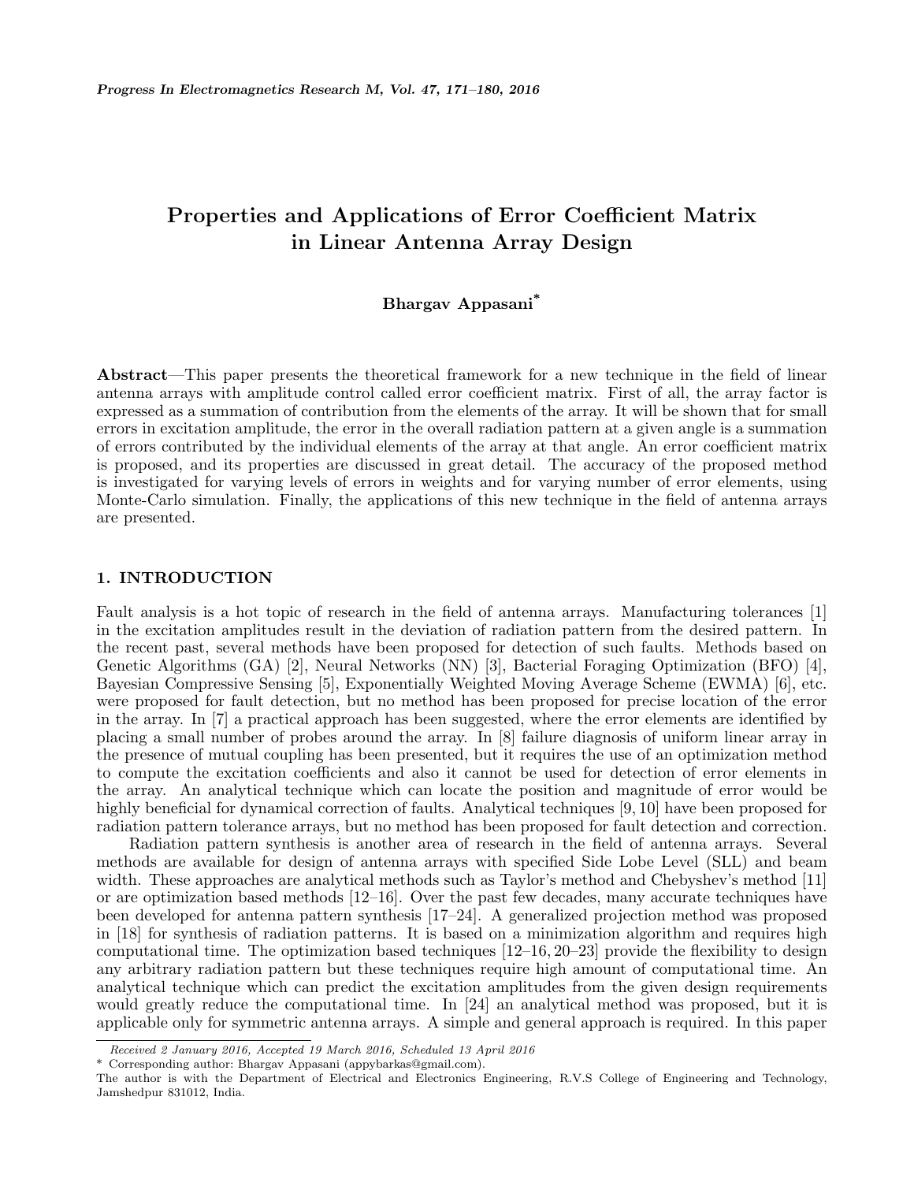# Properties and Applications of Error Coefficient Matrix in Linear Antenna Array Design

**Bhargav Appasani***

**Abstract**—This paper presents the theoretical framework for a new technique in the field of linear antenna arrays with amplitude control called error coefficient matrix. First of all, the array factor is expressed as a summation of contribution from the elements of the array. It will be shown that for small errors in excitation amplitude, the error in the overall radiation pattern at a given angle is a summation of errors contributed by the individual elements of the array at that angle. An error coefficient matrix is proposed, and its properties are discussed in great detail. The accuracy of the proposed method is investigated for varying levels of errors in weights and for varying number of error elements, using Monte-Carlo simulation. Finally, the applications of this new technique in the field of antenna arrays are presented.

## 1. INTRODUCTION

Fault analysis is a hot topic of research in the field of antenna arrays. Manufacturing tolerances [1] in the excitation amplitudes result in the deviation of radiation pattern from the desired pattern. In the recent past, several methods have been proposed for detection of such faults. Methods based on Genetic Algorithms (GA) [2], Neural Networks (NN) [3], Bacterial Foraging Optimization (BFO) [4], Bayesian Compressive Sensing [5], Exponentially Weighted Moving Average Scheme (EWMA) [6], etc. were proposed for fault detection, but no method has been proposed for precise location of the error in the array. In [7] a practical approach has been suggested, where the error elements are identified by placing a small number of probes around the array. In [8] failure diagnosis of uniform linear array in the presence of mutual coupling has been presented, but it requires the use of an optimization method to compute the excitation coefficients and also it cannot be used for detection of error elements in the array. An analytical technique which can locate the position and magnitude of error would be highly beneficial for dynamical correction of faults. Analytical techniques [9, 10] have been proposed for radiation pattern tolerance arrays, but no method has been proposed for fault detection and correction.

Radiation pattern synthesis is another area of research in the field of antenna arrays. Several methods are available for design of antenna arrays with specified Side Lobe Level (SLL) and beam width. These approaches are analytical methods such as Taylor's method and Chebyshev's method [11] or are optimization based methods [12–16]. Over the past few decades, many accurate techniques have been developed for antenna pattern synthesis [17–24]. A generalized projection method was proposed in [18] for synthesis of radiation patterns. It is based on a minimization algorithm and requires high computational time. The optimization based techniques [12–16, 20–23] provide the flexibility to design any arbitrary radiation pattern but these techniques require high amount of computational time. An analytical technique which can predict the excitation amplitudes from the given design requirements would greatly reduce the computational time. In [24] an analytical method was proposed, but it is applicable only for symmetric antenna arrays. A simple and general approach is required. In this paper

---

*Received 2 January 2016, Accepted 19 March 2016, Scheduled 13 April 2016*

\* Corresponding author: Bhargav Appasani (appybarkas@gmail.com).

The author is with the Department of Electrical and Electronics Engineering, R.V.S College of Engineering and Technology, Jamshedpur 831012, India.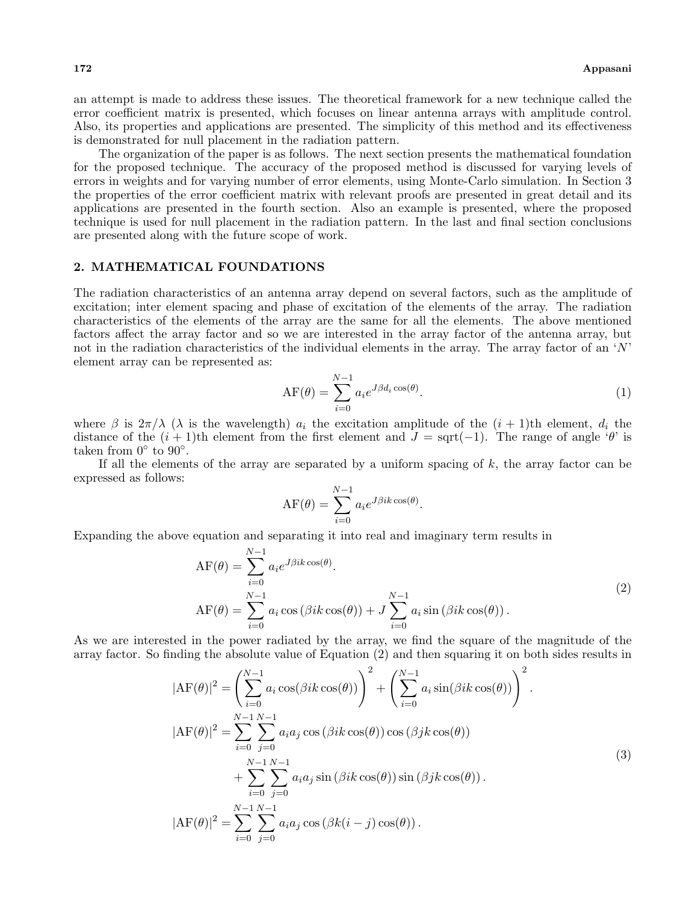an attempt is made to address these issues. The theoretical framework for a new technique called the error coefficient matrix is presented, which focuses on linear antenna arrays with amplitude control. Also, its properties and applications are presented. The simplicity of this method and its effectiveness is demonstrated for null placement in the radiation pattern.

The organization of the paper is as follows. The next section presents the mathematical foundation for the proposed technique. The accuracy of the proposed method is discussed for varying levels of errors in weights and for varying number of error elements, using Monte-Carlo simulation. In Section 3 the properties of the error coefficient matrix with relevant proofs are presented in great detail and its applications are presented in the fourth section. Also an example is presented, where the proposed technique is used for null placement in the radiation pattern. In the last and final section conclusions are presented along with the future scope of work.

## 2. MATHEMATICAL FOUNDATIONS

The radiation characteristics of an antenna array depend on several factors, such as the amplitude of excitation; inter element spacing and phase of excitation of the elements of the array. The radiation characteristics of the elements of the array are the same for all the elements. The above mentioned factors affect the array factor and so we are interested in the array factor of the antenna array, but not in the radiation characteristics of the individual elements in the array. The array factor of an '$N$' element array can be represented as:

$$\mathrm{AF}(\theta) = \sum_{i=0}^{N-1} a_i e^{J\beta d_i \cos(\theta)}. \tag{1}$$

where $\beta$ is $2\pi/\lambda$ ($\lambda$ is the wavelength) $a_i$ the excitation amplitude of the $(i+1)$th element, $d_i$ the distance of the $(i+1)$th element from the first element and $J = \mathrm{sqrt}(-1)$. The range of angle '$\theta$' is taken from $0^\circ$ to $90^\circ$.

If all the elements of the array are separated by a uniform spacing of $k$, the array factor can be expressed as follows:

$$\mathrm{AF}(\theta) = \sum_{i=0}^{N-1} a_i e^{J\beta ik \cos(\theta)}.$$

Expanding the above equation and separating it into real and imaginary term results in

$$\begin{aligned}
\mathrm{AF}(\theta) &= \sum_{i=0}^{N-1} a_i e^{J\beta ik \cos(\theta)}. \\
\mathrm{AF}(\theta) &= \sum_{i=0}^{N-1} a_i \cos\left(\beta ik \cos(\theta)\right) + J \sum_{i=0}^{N-1} a_i \sin\left(\beta ik \cos(\theta)\right).
\end{aligned} \tag{2}$$

As we are interested in the power radiated by the array, we find the square of the magnitude of the array factor. So finding the absolute value of Equation (2) and then squaring it on both sides results in

$$\begin{aligned}
|\mathrm{AF}(\theta)|^2 &= \left(\sum_{i=0}^{N-1} a_i \cos(\beta ik \cos(\theta))\right)^2 + \left(\sum_{i=0}^{N-1} a_i \sin(\beta ik \cos(\theta))\right)^2. \\
|\mathrm{AF}(\theta)|^2 &= \sum_{i=0}^{N-1} \sum_{j=0}^{N-1} a_i a_j \cos\left(\beta ik \cos(\theta)\right) \cos\left(\beta jk \cos(\theta)\right) \\
&\quad + \sum_{i=0}^{N-1} \sum_{j=0}^{N-1} a_i a_j \sin\left(\beta ik \cos(\theta)\right) \sin\left(\beta jk \cos(\theta)\right). \\
|\mathrm{AF}(\theta)|^2 &= \sum_{i=0}^{N-1} \sum_{j=0}^{N-1} a_i a_j \cos\left(\beta k(i-j) \cos(\theta)\right).
\end{aligned} \tag{3}$$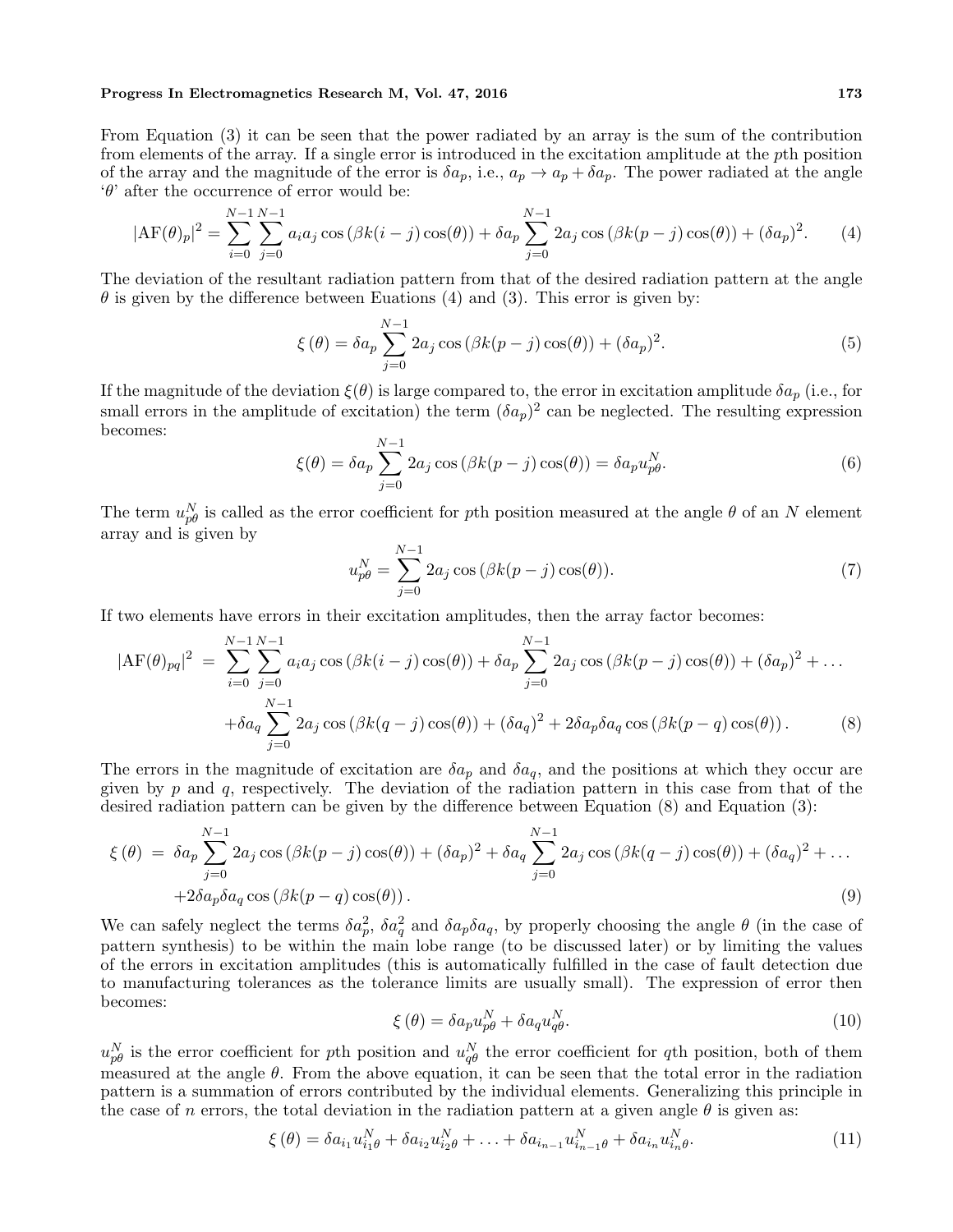From Equation (3) it can be seen that the power radiated by an array is the sum of the contribution from elements of the array. If a single error is introduced in the excitation amplitude at the $p$th position of the array and the magnitude of the error is $\delta a_p$, i.e., $a_p \to a_p + \delta a_p$. The power radiated at the angle '$\theta$' after the occurrence of error would be:

$$|\mathrm{AF}(\theta)_p|^2 = \sum_{i=0}^{N-1}\sum_{j=0}^{N-1} a_i a_j \cos(\beta k(i-j)\cos(\theta)) + \delta a_p \sum_{j=0}^{N-1} 2a_j \cos(\beta k(p-j)\cos(\theta)) + (\delta a_p)^2. \tag{4}$$

The deviation of the resultant radiation pattern from that of the desired radiation pattern at the angle $\theta$ is given by the difference between Euations (4) and (3). This error is given by:

$$\xi(\theta) = \delta a_p \sum_{j=0}^{N-1} 2a_j \cos(\beta k(p-j)\cos(\theta)) + (\delta a_p)^2. \tag{5}$$

If the magnitude of the deviation $\xi(\theta)$ is large compared to, the error in excitation amplitude $\delta a_p$ (i.e., for small errors in the amplitude of excitation) the term $(\delta a_p)^2$ can be neglected. The resulting expression becomes:

$$\xi(\theta) = \delta a_p \sum_{j=0}^{N-1} 2a_j \cos(\beta k(p-j)\cos(\theta)) = \delta a_p u_{p\theta}^N. \tag{6}$$

The term $u_{p\theta}^N$ is called as the error coefficient for $p$th position measured at the angle $\theta$ of an $N$ element array and is given by

$$u_{p\theta}^N = \sum_{j=0}^{N-1} 2a_j \cos(\beta k(p-j)\cos(\theta)). \tag{7}$$

If two elements have errors in their excitation amplitudes, then the array factor becomes:

$$\begin{aligned}|\mathrm{AF}(\theta)_{pq}|^2 \;=\; &\sum_{i=0}^{N-1}\sum_{j=0}^{N-1} a_i a_j \cos(\beta k(i-j)\cos(\theta)) + \delta a_p \sum_{j=0}^{N-1} 2a_j \cos(\beta k(p-j)\cos(\theta)) + (\delta a_p)^2 + \ldots \\ &+\delta a_q \sum_{j=0}^{N-1} 2a_j \cos(\beta k(q-j)\cos(\theta)) + (\delta a_q)^2 + 2\delta a_p \delta a_q \cos(\beta k(p-q)\cos(\theta)).\end{aligned} \tag{8}$$

The errors in the magnitude of excitation are $\delta a_p$ and $\delta a_q$, and the positions at which they occur are given by $p$ and $q$, respectively. The deviation of the radiation pattern in this case from that of the desired radiation pattern can be given by the difference between Equation (8) and Equation (3):

$$\begin{aligned}\xi(\theta) \;=\; &\delta a_p \sum_{j=0}^{N-1} 2a_j \cos(\beta k(p-j)\cos(\theta)) + (\delta a_p)^2 + \delta a_q \sum_{j=0}^{N-1} 2a_j \cos(\beta k(q-j)\cos(\theta)) + (\delta a_q)^2 + \ldots \\ &+2\delta a_p \delta a_q \cos(\beta k(p-q)\cos(\theta)).\end{aligned} \tag{9}$$

We can safely neglect the terms $\delta a_p^2$, $\delta a_q^2$ and $\delta a_p \delta a_q$, by properly choosing the angle $\theta$ (in the case of pattern synthesis) to be within the main lobe range (to be discussed later) or by limiting the values of the errors in excitation amplitudes (this is automatically fulfilled in the case of fault detection due to manufacturing tolerances as the tolerance limits are usually small). The expression of error then becomes:

$$\xi(\theta) = \delta a_p u_{p\theta}^N + \delta a_q u_{q\theta}^N. \tag{10}$$

$u_{p\theta}^N$ is the error coefficient for $p$th position and $u_{q\theta}^N$ the error coefficient for $q$th position, both of them measured at the angle $\theta$. From the above equation, it can be seen that the total error in the radiation pattern is a summation of errors contributed by the individual elements. Generalizing this principle in the case of $n$ errors, the total deviation in the radiation pattern at a given angle $\theta$ is given as:

$$\xi(\theta) = \delta a_{i_1} u_{i_1\theta}^N + \delta a_{i_2} u_{i_2\theta}^N + \ldots + \delta a_{i_{n-1}} u_{i_{n-1}\theta}^N + \delta a_{i_n} u_{i_n\theta}^N. \tag{11}$$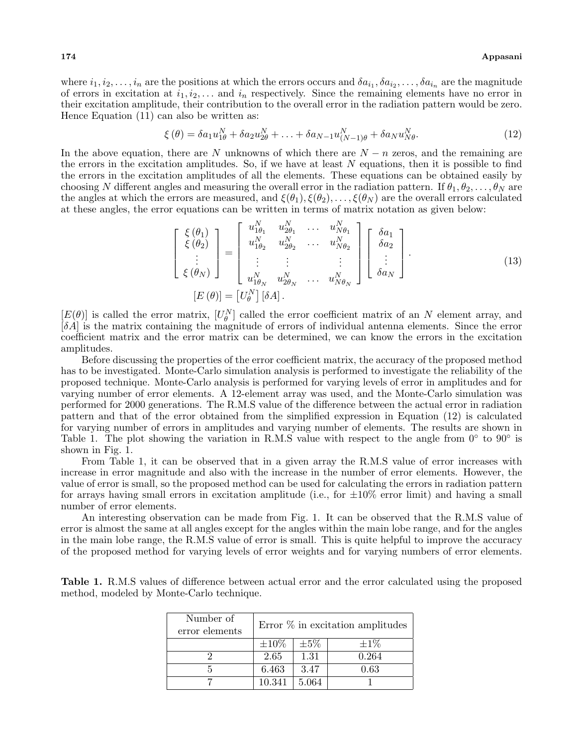where $i_1, i_2, \ldots, i_n$ are the positions at which the errors occurs and $\delta a_{i_1}, \delta a_{i_2}, \ldots, \delta a_{i_n}$ are the magnitude of errors in excitation at $i_1, i_2, \ldots$ and $i_n$ respectively. Since the remaining elements have no error in their excitation amplitude, their contribution to the overall error in the radiation pattern would be zero. Hence Equation (11) can also be written as:

$$\xi(\theta) = \delta a_1 u_{1\theta}^N + \delta a_2 u_{2\theta}^N + \ldots + \delta a_{N-1} u_{(N-1)\theta}^N + \delta a_N u_{N\theta}^N. \tag{12}$$

In the above equation, there are $N$ unknowns of which there are $N - n$ zeros, and the remaining are the errors in the excitation amplitudes. So, if we have at least $N$ equations, then it is possible to find the errors in the excitation amplitudes of all the elements. These equations can be obtained easily by choosing $N$ different angles and measuring the overall error in the radiation pattern. If $\theta_1, \theta_2, \ldots, \theta_N$ are the angles at which the errors are measured, and $\xi(\theta_1), \xi(\theta_2), \ldots, \xi(\theta_N)$ are the overall errors calculated at these angles, the error equations can be written in terms of matrix notation as given below:

$$\begin{bmatrix} \xi(\theta_1) \\ \xi(\theta_2) \\ \vdots \\ \xi(\theta_N) \end{bmatrix} = \begin{bmatrix} u_{1\theta_1}^N & u_{2\theta_1}^N & \ldots & u_{N\theta_1}^N \\ u_{1\theta_2}^N & u_{2\theta_2}^N & \ldots & u_{N\theta_2}^N \\ \vdots & \vdots & & \vdots \\ u_{1\theta_N}^N & u_{2\theta_N}^N & \ldots & u_{N\theta_N}^N \end{bmatrix} \begin{bmatrix} \delta a_1 \\ \delta a_2 \\ \vdots \\ \delta a_N \end{bmatrix}. \tag{13}$$
$$[E(\theta)] = \left[U_\theta^N\right][\delta A].$$

$[E(\theta)]$ is called the error matrix, $[U_\theta^N]$ called the error coefficient matrix of an $N$ element array, and $[\delta A]$ is the matrix containing the magnitude of errors of individual antenna elements. Since the error coefficient matrix and the error matrix can be determined, we can know the errors in the excitation amplitudes.

Before discussing the properties of the error coefficient matrix, the accuracy of the proposed method has to be investigated. Monte-Carlo simulation analysis is performed to investigate the reliability of the proposed technique. Monte-Carlo analysis is performed for varying levels of error in amplitudes and for varying number of error elements. A 12-element array was used, and the Monte-Carlo simulation was performed for 2000 generations. The R.M.S value of the difference between the actual error in radiation pattern and that of the error obtained from the simplified expression in Equation (12) is calculated for varying number of errors in amplitudes and varying number of elements. The results are shown in Table 1. The plot showing the variation in R.M.S value with respect to the angle from 0° to 90° is shown in Fig. 1.

From Table 1, it can be observed that in a given array the R.M.S value of error increases with increase in error magnitude and also with the increase in the number of error elements. However, the value of error is small, so the proposed method can be used for calculating the errors in radiation pattern for arrays having small errors in excitation amplitude (i.e., for ±10% error limit) and having a small number of error elements.

An interesting observation can be made from Fig. 1. It can be observed that the R.M.S value of error is almost the same at all angles except for the angles within the main lobe range, and for the angles in the main lobe range, the R.M.S value of error is small. This is quite helpful to improve the accuracy of the proposed method for varying levels of error weights and for varying numbers of error elements.

**Table 1.** R.M.S values of difference between actual error and the error calculated using the proposed method, modeled by Monte-Carlo technique.

| Number of error elements | Error % in excitation amplitudes | | |
|---|---|---|---|
| | ±10% | ±5% | ±1% |
| 2 | 2.65 | 1.31 | 0.264 |
| 5 | 6.463 | 3.47 | 0.63 |
| 7 | 10.341 | 5.064 | 1 |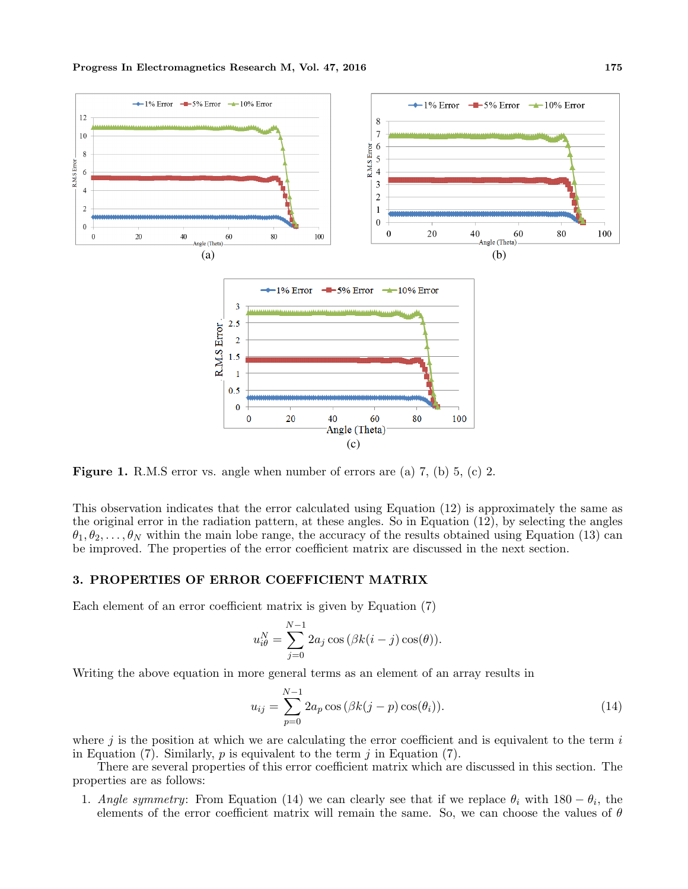Figure 1. R.M.S error vs. angle when number of errors are (a) 7, (b) 5, (c) 2.

This observation indicates that the error calculated using Equation (12) is approximately the same as the original error in the radiation pattern, at these angles. So in Equation (12), by selecting the angles $\theta_1, \theta_2, \ldots, \theta_N$ within the main lobe range, the accuracy of the results obtained using Equation (13) can be improved. The properties of the error coefficient matrix are discussed in the next section.

## 3. PROPERTIES OF ERROR COEFFICIENT MATRIX

Each element of an error coefficient matrix is given by Equation (7)

$$u_{i\theta}^{N} = \sum_{j=0}^{N-1} 2a_j \cos\left(\beta k(i-j)\cos(\theta)\right).$$

Writing the above equation in more general terms as an element of an array results in

$$u_{ij} = \sum_{p=0}^{N-1} 2a_p \cos\left(\beta k(j-p)\cos(\theta_i)\right). \tag{14}$$

where $j$ is the position at which we are calculating the error coefficient and is equivalent to the term $i$ in Equation (7). Similarly, $p$ is equivalent to the term $j$ in Equation (7).

There are several properties of this error coefficient matrix which are discussed in this section. The properties are as follows:

1. *Angle symmetry*: From Equation (14) we can clearly see that if we replace $\theta_i$ with $180 - \theta_i$, the elements of the error coefficient matrix will remain the same. So, we can choose the values of $\theta$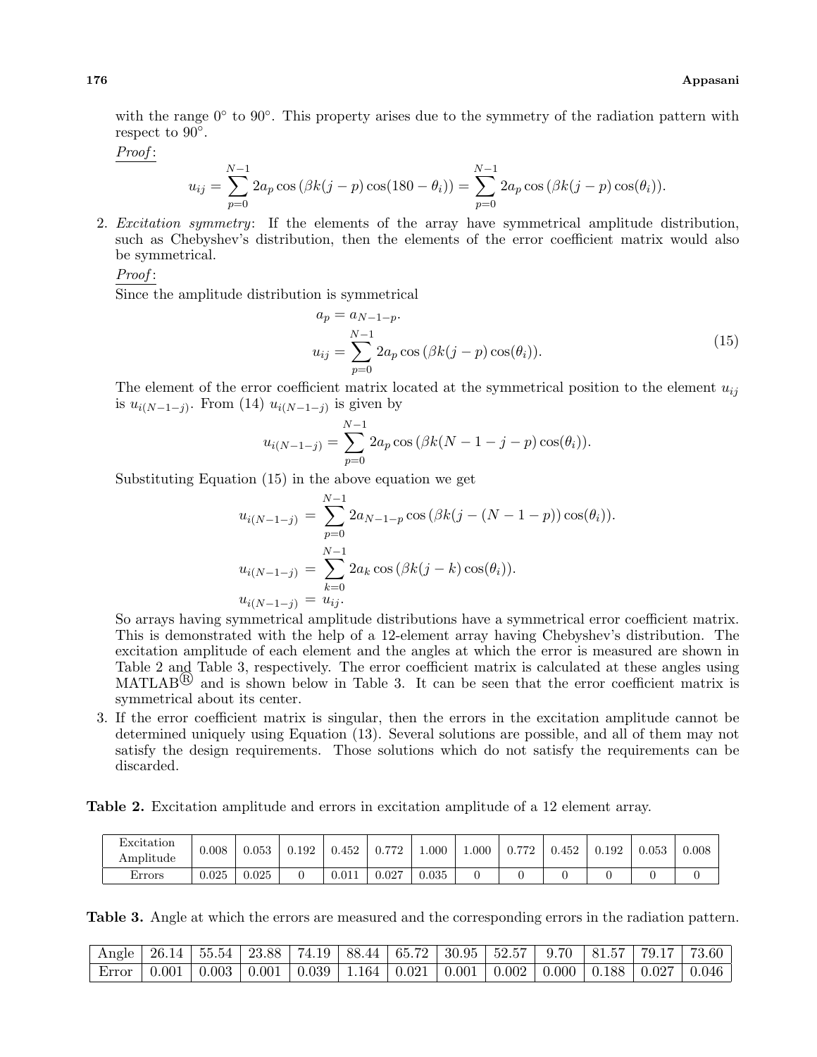with the range 0° to 90°. This property arises due to the symmetry of the radiation pattern with respect to 90°.

*Proof*:

$$u_{ij} = \sum_{p=0}^{N-1} 2a_p \cos\left(\beta k(j-p)\cos(180-\theta_i)\right) = \sum_{p=0}^{N-1} 2a_p \cos\left(\beta k(j-p)\cos(\theta_i)\right).$$

2. *Excitation symmetry*: If the elements of the array have symmetrical amplitude distribution, such as Chebyshev's distribution, then the elements of the error coefficient matrix would also be symmetrical.

   *Proof*:

   Since the amplitude distribution is symmetrical

$$\begin{aligned} a_p &= a_{N-1-p}. \\ u_{ij} &= \sum_{p=0}^{N-1} 2a_p \cos\left(\beta k(j-p)\cos(\theta_i)\right). \end{aligned} \tag{15}$$

   The element of the error coefficient matrix located at the symmetrical position to the element $u_{ij}$ is $u_{i(N-1-j)}$. From (14) $u_{i(N-1-j)}$ is given by

$$u_{i(N-1-j)} = \sum_{p=0}^{N-1} 2a_p \cos\left(\beta k(N-1-j-p)\cos(\theta_i)\right).$$

   Substituting Equation (15) in the above equation we get

$$\begin{aligned} u_{i(N-1-j)} &= \sum_{p=0}^{N-1} 2a_{N-1-p} \cos\left(\beta k(j-(N-1-p))\cos(\theta_i)\right). \\ u_{i(N-1-j)} &= \sum_{k=0}^{N-1} 2a_k \cos\left(\beta k(j-k)\cos(\theta_i)\right). \\ u_{i(N-1-j)} &= u_{ij}. \end{aligned}$$

   So arrays having symmetrical amplitude distributions have a symmetrical error coefficient matrix. This is demonstrated with the help of a 12-element array having Chebyshev's distribution. The excitation amplitude of each element and the angles at which the error is measured are shown in Table 2 and Table 3, respectively. The error coefficient matrix is calculated at these angles using MATLAB® and is shown below in Table 3. It can be seen that the error coefficient matrix is symmetrical about its center.

3. If the error coefficient matrix is singular, then the errors in the excitation amplitude cannot be determined uniquely using Equation (13). Several solutions are possible, and all of them may not satisfy the design requirements. Those solutions which do not satisfy the requirements can be discarded.

**Table 2.** Excitation amplitude and errors in excitation amplitude of a 12 element array.

| Excitation Amplitude | 0.008 | 0.053 | 0.192 | 0.452 | 0.772 | 1.000 | 1.000 | 0.772 | 0.452 | 0.192 | 0.053 | 0.008 |
|---|---|---|---|---|---|---|---|---|---|---|---|---|
| Errors | 0.025 | 0.025 | 0 | 0.011 | 0.027 | 0.035 | 0 | 0 | 0 | 0 | 0 | 0 |

**Table 3.** Angle at which the errors are measured and the corresponding errors in the radiation pattern.

| Angle | 26.14 | 55.54 | 23.88 | 74.19 | 88.44 | 65.72 | 30.95 | 52.57 | 9.70 | 81.57 | 79.17 | 73.60 |
|---|---|---|---|---|---|---|---|---|---|---|---|---|
| Error | 0.001 | 0.003 | 0.001 | 0.039 | 1.164 | 0.021 | 0.001 | 0.002 | 0.000 | 0.188 | 0.027 | 0.046 |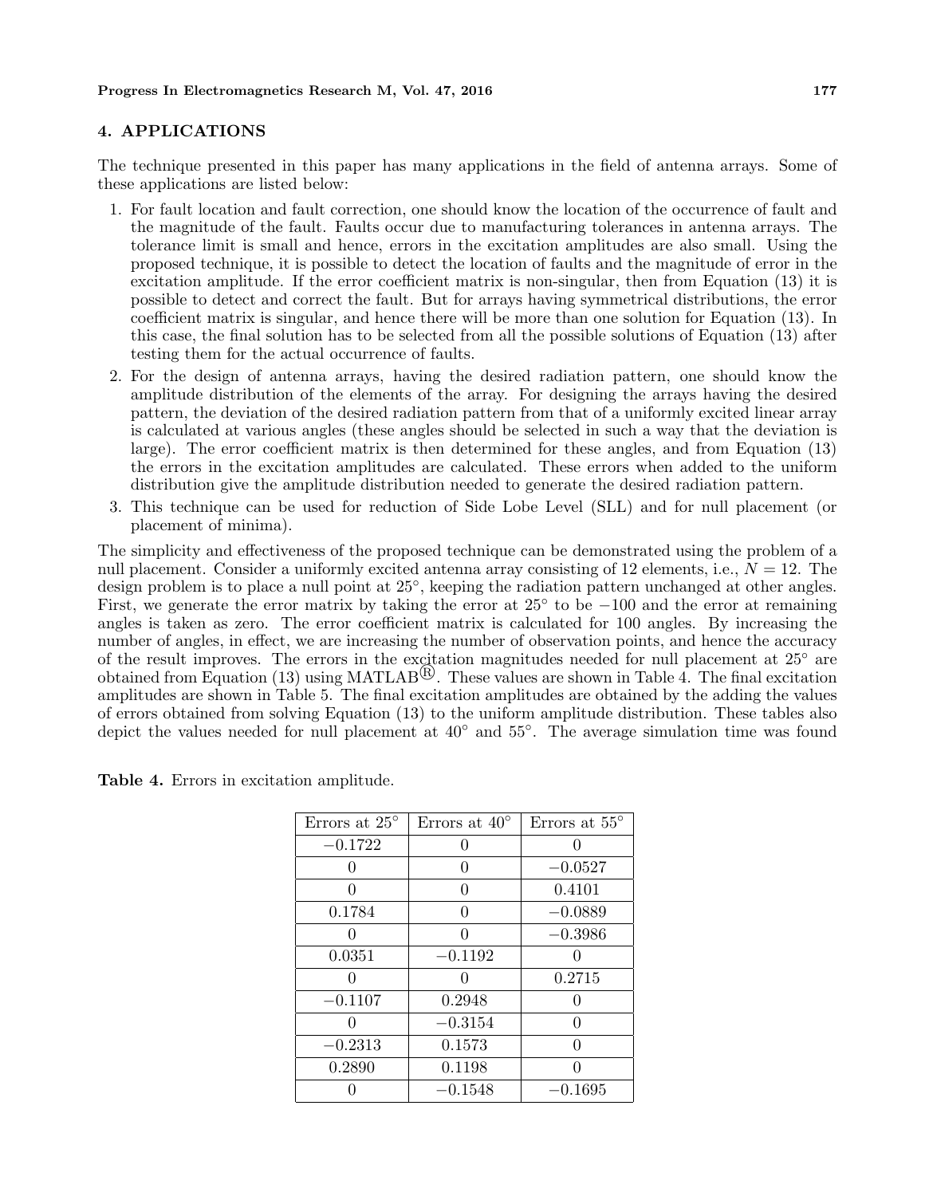## 4. APPLICATIONS

The technique presented in this paper has many applications in the field of antenna arrays. Some of these applications are listed below:

1. For fault location and fault correction, one should know the location of the occurrence of fault and the magnitude of the fault. Faults occur due to manufacturing tolerances in antenna arrays. The tolerance limit is small and hence, errors in the excitation amplitudes are also small. Using the proposed technique, it is possible to detect the location of faults and the magnitude of error in the excitation amplitude. If the error coefficient matrix is non-singular, then from Equation (13) it is possible to detect and correct the fault. But for arrays having symmetrical distributions, the error coefficient matrix is singular, and hence there will be more than one solution for Equation (13). In this case, the final solution has to be selected from all the possible solutions of Equation (13) after testing them for the actual occurrence of faults.
2. For the design of antenna arrays, having the desired radiation pattern, one should know the amplitude distribution of the elements of the array. For designing the arrays having the desired pattern, the deviation of the desired radiation pattern from that of a uniformly excited linear array is calculated at various angles (these angles should be selected in such a way that the deviation is large). The error coefficient matrix is then determined for these angles, and from Equation (13) the errors in the excitation amplitudes are calculated. These errors when added to the uniform distribution give the amplitude distribution needed to generate the desired radiation pattern.
3. This technique can be used for reduction of Side Lobe Level (SLL) and for null placement (or placement of minima).

The simplicity and effectiveness of the proposed technique can be demonstrated using the problem of a null placement. Consider a uniformly excited antenna array consisting of 12 elements, i.e., $N = 12$. The design problem is to place a null point at 25°, keeping the radiation pattern unchanged at other angles. First, we generate the error matrix by taking the error at 25° to be −100 and the error at remaining angles is taken as zero. The error coefficient matrix is calculated for 100 angles. By increasing the number of angles, in effect, we are increasing the number of observation points, and hence the accuracy of the result improves. The errors in the excitation magnitudes needed for null placement at 25° are obtained from Equation (13) using MATLAB®. These values are shown in Table 4. The final excitation amplitudes are shown in Table 5. The final excitation amplitudes are obtained by the adding the values of errors obtained from solving Equation (13) to the uniform amplitude distribution. These tables also depict the values needed for null placement at 40° and 55°. The average simulation time was found

**Table 4.** Errors in excitation amplitude.

| Errors at 25° | Errors at 40° | Errors at 55° |
|---|---|---|
| −0.1722 | 0 | 0 |
| 0 | 0 | −0.0527 |
| 0 | 0 | 0.4101 |
| 0.1784 | 0 | −0.0889 |
| 0 | 0 | −0.3986 |
| 0.0351 | −0.1192 | 0 |
| 0 | 0 | 0.2715 |
| −0.1107 | 0.2948 | 0 |
| 0 | −0.3154 | 0 |
| −0.2313 | 0.1573 | 0 |
| 0.2890 | 0.1198 | 0 |
| 0 | −0.1548 | −0.1695 |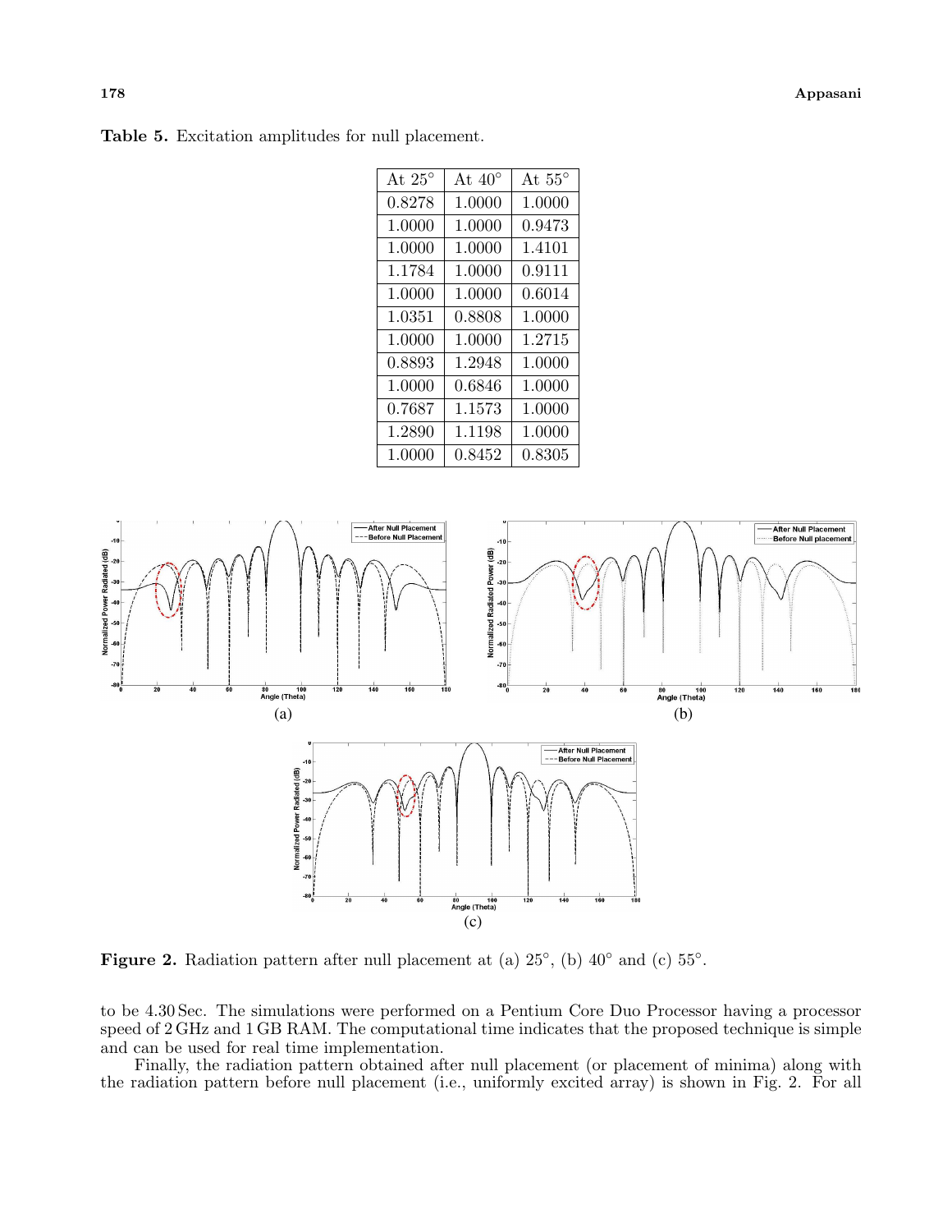**Table 5.** Excitation amplitudes for null placement.

| At 25° | At 40° | At 55° |
|---|---|---|
| 0.8278 | 1.0000 | 1.0000 |
| 1.0000 | 1.0000 | 0.9473 |
| 1.0000 | 1.0000 | 1.4101 |
| 1.1784 | 1.0000 | 0.9111 |
| 1.0000 | 1.0000 | 0.6014 |
| 1.0351 | 0.8808 | 1.0000 |
| 1.0000 | 1.0000 | 1.2715 |
| 0.8893 | 1.2948 | 1.0000 |
| 1.0000 | 0.6846 | 1.0000 |
| 0.7687 | 1.1573 | 1.0000 |
| 1.2890 | 1.1198 | 1.0000 |
| 1.0000 | 0.8452 | 0.8305 |

**Figure 2.** Radiation pattern after null placement at (a) 25°, (b) 40° and (c) 55°.

to be 4.30 Sec. The simulations were performed on a Pentium Core Duo Processor having a processor speed of 2 GHz and 1 GB RAM. The computational time indicates that the proposed technique is simple and can be used for real time implementation.

Finally, the radiation pattern obtained after null placement (or placement of minima) along with the radiation pattern before null placement (i.e., uniformly excited array) is shown in Fig. 2. For all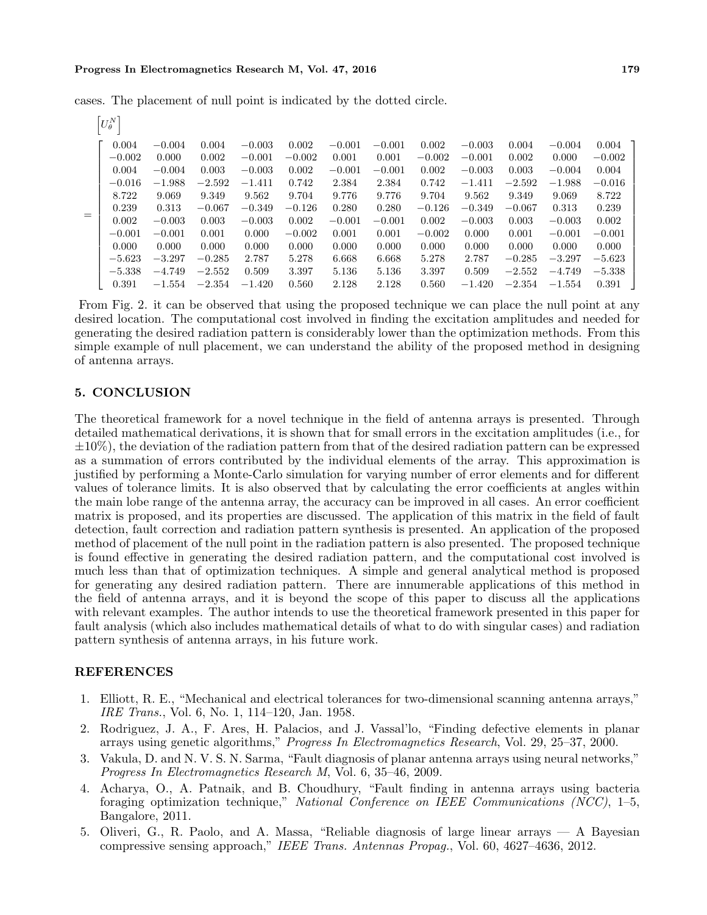cases. The placement of null point is indicated by the dotted circle.

$$
\left[U_\theta^N\right] = \begin{bmatrix}
0.004 & -0.004 & 0.004 & -0.003 & 0.002 & -0.001 & -0.001 & 0.002 & -0.003 & 0.004 & -0.004 & 0.004 \\
-0.002 & 0.000 & 0.002 & -0.001 & -0.002 & 0.001 & 0.001 & -0.002 & -0.001 & 0.002 & 0.000 & -0.002 \\
0.004 & -0.004 & 0.003 & -0.003 & 0.002 & -0.001 & -0.001 & 0.002 & -0.003 & 0.003 & -0.004 & 0.004 \\
-0.016 & -1.988 & -2.592 & -1.411 & 0.742 & 2.384 & 2.384 & 0.742 & -1.411 & -2.592 & -1.988 & -0.016 \\
8.722 & 9.069 & 9.349 & 9.562 & 9.704 & 9.776 & 9.776 & 9.704 & 9.562 & 9.349 & 9.069 & 8.722 \\
0.239 & 0.313 & -0.067 & -0.349 & -0.126 & 0.280 & 0.280 & -0.126 & -0.349 & -0.067 & 0.313 & 0.239 \\
0.002 & -0.003 & 0.003 & -0.003 & 0.002 & -0.001 & -0.001 & 0.002 & -0.003 & 0.003 & -0.003 & 0.002 \\
-0.001 & -0.001 & 0.001 & 0.000 & -0.002 & 0.001 & 0.001 & -0.002 & 0.000 & 0.001 & -0.001 & -0.001 \\
0.000 & 0.000 & 0.000 & 0.000 & 0.000 & 0.000 & 0.000 & 0.000 & 0.000 & 0.000 & 0.000 & 0.000 \\
-5.623 & -3.297 & -0.285 & 2.787 & 5.278 & 6.668 & 6.668 & 5.278 & 2.787 & -0.285 & -3.297 & -5.623 \\
-5.338 & -4.749 & -2.552 & 0.509 & 3.397 & 5.136 & 5.136 & 3.397 & 0.509 & -2.552 & -4.749 & -5.338 \\
0.391 & -1.554 & -2.354 & -1.420 & 0.560 & 2.128 & 2.128 & 0.560 & -1.420 & -2.354 & -1.554 & 0.391
\end{bmatrix}
$$

From Fig. 2. it can be observed that using the proposed technique we can place the null point at any desired location. The computational cost involved in finding the excitation amplitudes and needed for generating the desired radiation pattern is considerably lower than the optimization methods. From this simple example of null placement, we can understand the ability of the proposed method in designing of antenna arrays.

## 5. CONCLUSION

The theoretical framework for a novel technique in the field of antenna arrays is presented. Through detailed mathematical derivations, it is shown that for small errors in the excitation amplitudes (i.e., for $\pm 10\%$), the deviation of the radiation pattern from that of the desired radiation pattern can be expressed as a summation of errors contributed by the individual elements of the array. This approximation is justified by performing a Monte-Carlo simulation for varying number of error elements and for different values of tolerance limits. It is also observed that by calculating the error coefficients at angles within the main lobe range of the antenna array, the accuracy can be improved in all cases. An error coefficient matrix is proposed, and its properties are discussed. The application of this matrix in the field of fault detection, fault correction and radiation pattern synthesis is presented. An application of the proposed method of placement of the null point in the radiation pattern is also presented. The proposed technique is found effective in generating the desired radiation pattern, and the computational cost involved is much less than that of optimization techniques. A simple and general analytical method is proposed for generating any desired radiation pattern. There are innumerable applications of this method in the field of antenna arrays, and it is beyond the scope of this paper to discuss all the applications with relevant examples. The author intends to use the theoretical framework presented in this paper for fault analysis (which also includes mathematical details of what to do with singular cases) and radiation pattern synthesis of antenna arrays, in his future work.

## REFERENCES

1. Elliott, R. E., "Mechanical and electrical tolerances for two-dimensional scanning antenna arrays," *IRE Trans.*, Vol. 6, No. 1, 114–120, Jan. 1958.
2. Rodriguez, J. A., F. Ares, H. Palacios, and J. Vassal'lo, "Finding defective elements in planar arrays using genetic algorithms," *Progress In Electromagnetics Research*, Vol. 29, 25–37, 2000.
3. Vakula, D. and N. V. S. N. Sarma, "Fault diagnosis of planar antenna arrays using neural networks," *Progress In Electromagnetics Research M*, Vol. 6, 35–46, 2009.
4. Acharya, O., A. Patnaik, and B. Choudhury, "Fault finding in antenna arrays using bacteria foraging optimization technique," *National Conference on IEEE Communications (NCC)*, 1–5, Bangalore, 2011.
5. Oliveri, G., R. Paolo, and A. Massa, "Reliable diagnosis of large linear arrays — A Bayesian compressive sensing approach," *IEEE Trans. Antennas Propag.*, Vol. 60, 4627–4636, 2012.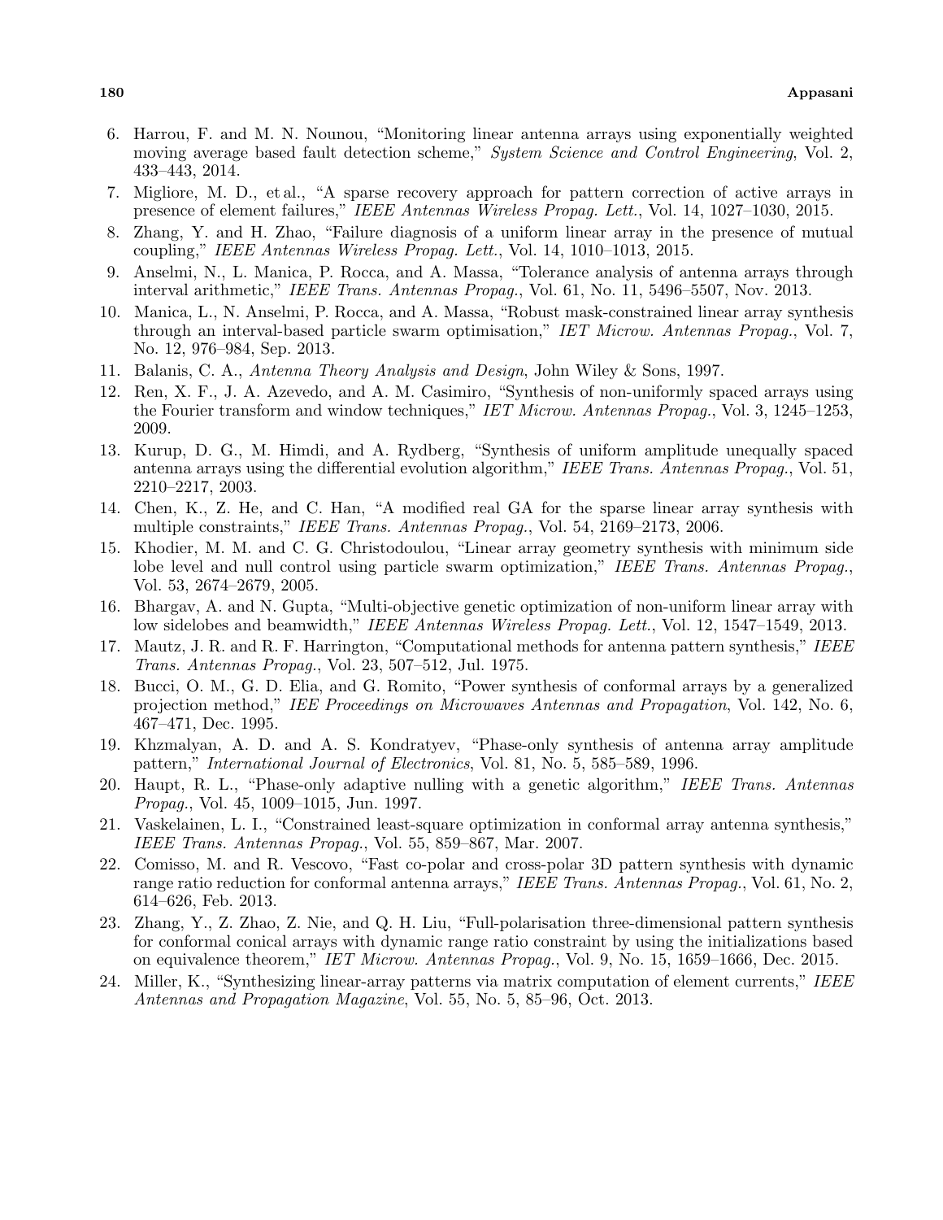6. Harrou, F. and M. N. Nounou, "Monitoring linear antenna arrays using exponentially weighted moving average based fault detection scheme," *System Science and Control Engineering*, Vol. 2, 433–443, 2014.
7. Migliore, M. D., et al., "A sparse recovery approach for pattern correction of active arrays in presence of element failures," *IEEE Antennas Wireless Propag. Lett.*, Vol. 14, 1027–1030, 2015.
8. Zhang, Y. and H. Zhao, "Failure diagnosis of a uniform linear array in the presence of mutual coupling," *IEEE Antennas Wireless Propag. Lett.*, Vol. 14, 1010–1013, 2015.
9. Anselmi, N., L. Manica, P. Rocca, and A. Massa, "Tolerance analysis of antenna arrays through interval arithmetic," *IEEE Trans. Antennas Propag.*, Vol. 61, No. 11, 5496–5507, Nov. 2013.
10. Manica, L., N. Anselmi, P. Rocca, and A. Massa, "Robust mask-constrained linear array synthesis through an interval-based particle swarm optimisation," *IET Microw. Antennas Propag.*, Vol. 7, No. 12, 976–984, Sep. 2013.
11. Balanis, C. A., *Antenna Theory Analysis and Design*, John Wiley & Sons, 1997.
12. Ren, X. F., J. A. Azevedo, and A. M. Casimiro, "Synthesis of non-uniformly spaced arrays using the Fourier transform and window techniques," *IET Microw. Antennas Propag.*, Vol. 3, 1245–1253, 2009.
13. Kurup, D. G., M. Himdi, and A. Rydberg, "Synthesis of uniform amplitude unequally spaced antenna arrays using the differential evolution algorithm," *IEEE Trans. Antennas Propag.*, Vol. 51, 2210–2217, 2003.
14. Chen, K., Z. He, and C. Han, "A modified real GA for the sparse linear array synthesis with multiple constraints," *IEEE Trans. Antennas Propag.*, Vol. 54, 2169–2173, 2006.
15. Khodier, M. M. and C. G. Christodoulou, "Linear array geometry synthesis with minimum side lobe level and null control using particle swarm optimization," *IEEE Trans. Antennas Propag.*, Vol. 53, 2674–2679, 2005.
16. Bhargav, A. and N. Gupta, "Multi-objective genetic optimization of non-uniform linear array with low sidelobes and beamwidth," *IEEE Antennas Wireless Propag. Lett.*, Vol. 12, 1547–1549, 2013.
17. Mautz, J. R. and R. F. Harrington, "Computational methods for antenna pattern synthesis," *IEEE Trans. Antennas Propag.*, Vol. 23, 507–512, Jul. 1975.
18. Bucci, O. M., G. D. Elia, and G. Romito, "Power synthesis of conformal arrays by a generalized projection method," *IEE Proceedings on Microwaves Antennas and Propagation*, Vol. 142, No. 6, 467–471, Dec. 1995.
19. Khzmalyan, A. D. and A. S. Kondratyev, "Phase-only synthesis of antenna array amplitude pattern," *International Journal of Electronics*, Vol. 81, No. 5, 585–589, 1996.
20. Haupt, R. L., "Phase-only adaptive nulling with a genetic algorithm," *IEEE Trans. Antennas Propag.*, Vol. 45, 1009–1015, Jun. 1997.
21. Vaskelainen, L. I., "Constrained least-square optimization in conformal array antenna synthesis," *IEEE Trans. Antennas Propag.*, Vol. 55, 859–867, Mar. 2007.
22. Comisso, M. and R. Vescovo, "Fast co-polar and cross-polar 3D pattern synthesis with dynamic range ratio reduction for conformal antenna arrays," *IEEE Trans. Antennas Propag.*, Vol. 61, No. 2, 614–626, Feb. 2013.
23. Zhang, Y., Z. Zhao, Z. Nie, and Q. H. Liu, "Full-polarisation three-dimensional pattern synthesis for conformal conical arrays with dynamic range ratio constraint by using the initializations based on equivalence theorem," *IET Microw. Antennas Propag.*, Vol. 9, No. 15, 1659–1666, Dec. 2015.
24. Miller, K., "Synthesizing linear-array patterns via matrix computation of element currents," *IEEE Antennas and Propagation Magazine*, Vol. 55, No. 5, 85–96, Oct. 2013.